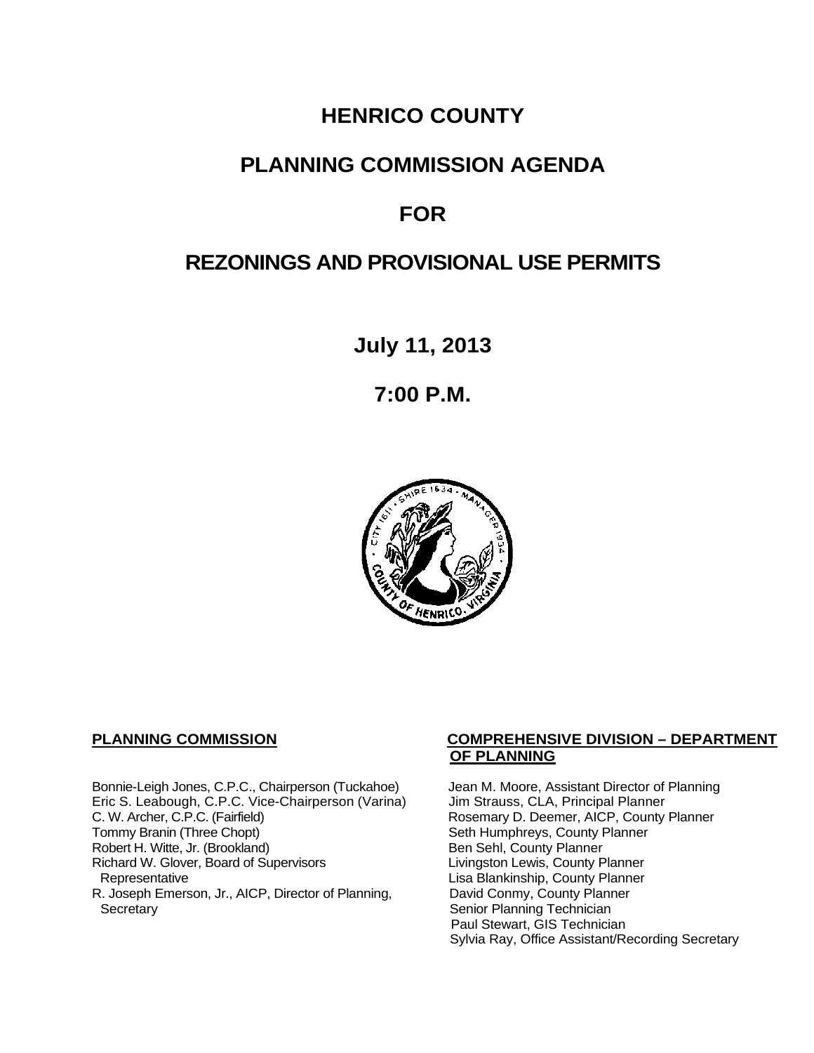# HENRICO COUNTY

# PLANNING COMMISSION AGENDA

# FOR

# REZONINGS AND PROVISIONAL USE PERMITS

## July 11, 2013

## 7:00 P.M.

**PLANNING COMMISSION**

Bonnie-Leigh Jones, C.P.C., Chairperson (Tuckahoe)
Eric S. Leabough, C.P.C. Vice-Chairperson (Varina)
C. W. Archer, C.P.C. (Fairfield)
Tommy Branin (Three Chopt)
Robert H. Witte, Jr. (Brookland)
Richard W. Glover, Board of Supervisors Representative
R. Joseph Emerson, Jr., AICP, Director of Planning, Secretary

**COMPREHENSIVE DIVISION – DEPARTMENT OF PLANNING**

Jean M. Moore, Assistant Director of Planning
Jim Strauss, CLA, Principal Planner
Rosemary D. Deemer, AICP, County Planner
Seth Humphreys, County Planner
Ben Sehl, County Planner
Livingston Lewis, County Planner
Lisa Blankinship, County Planner
David Conmy, County Planner
Senior Planning Technician
Paul Stewart, GIS Technician
Sylvia Ray, Office Assistant/Recording Secretary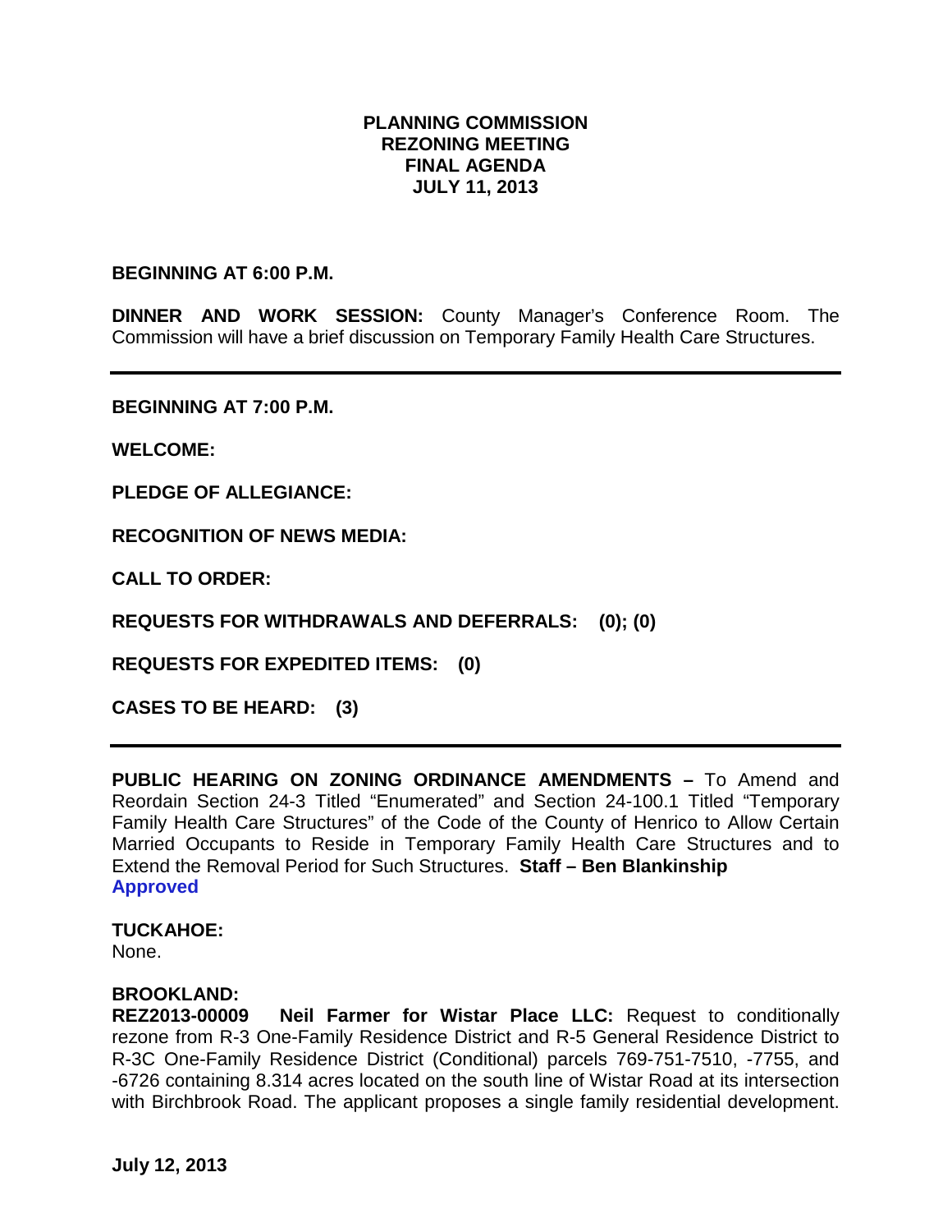# PLANNING COMMISSION
# REZONING MEETING
# FINAL AGENDA
# JULY 11, 2013

**BEGINNING AT 6:00 P.M.**

**DINNER AND WORK SESSION:** County Manager's Conference Room. The Commission will have a brief discussion on Temporary Family Health Care Structures.

---

**BEGINNING AT 7:00 P.M.**

**WELCOME:**

**PLEDGE OF ALLEGIANCE:**

**RECOGNITION OF NEWS MEDIA:**

**CALL TO ORDER:**

**REQUESTS FOR WITHDRAWALS AND DEFERRALS: (0); (0)**

**REQUESTS FOR EXPEDITED ITEMS: (0)**

**CASES TO BE HEARD: (3)**

---

**PUBLIC HEARING ON ZONING ORDINANCE AMENDMENTS –** To Amend and Reordain Section 24-3 Titled "Enumerated" and Section 24-100.1 Titled "Temporary Family Health Care Structures" of the Code of the County of Henrico to Allow Certain Married Occupants to Reside in Temporary Family Health Care Structures and to Extend the Removal Period for Such Structures. **Staff – Ben Blankinship**
**Approved**

**TUCKAHOE:**
None.

**BROOKLAND:**
**REZ2013-00009 Neil Farmer for Wistar Place LLC:** Request to conditionally rezone from R-3 One-Family Residence District and R-5 General Residence District to R-3C One-Family Residence District (Conditional) parcels 769-751-7510, -7755, and -6726 containing 8.314 acres located on the south line of Wistar Road at its intersection with Birchbrook Road. The applicant proposes a single family residential development.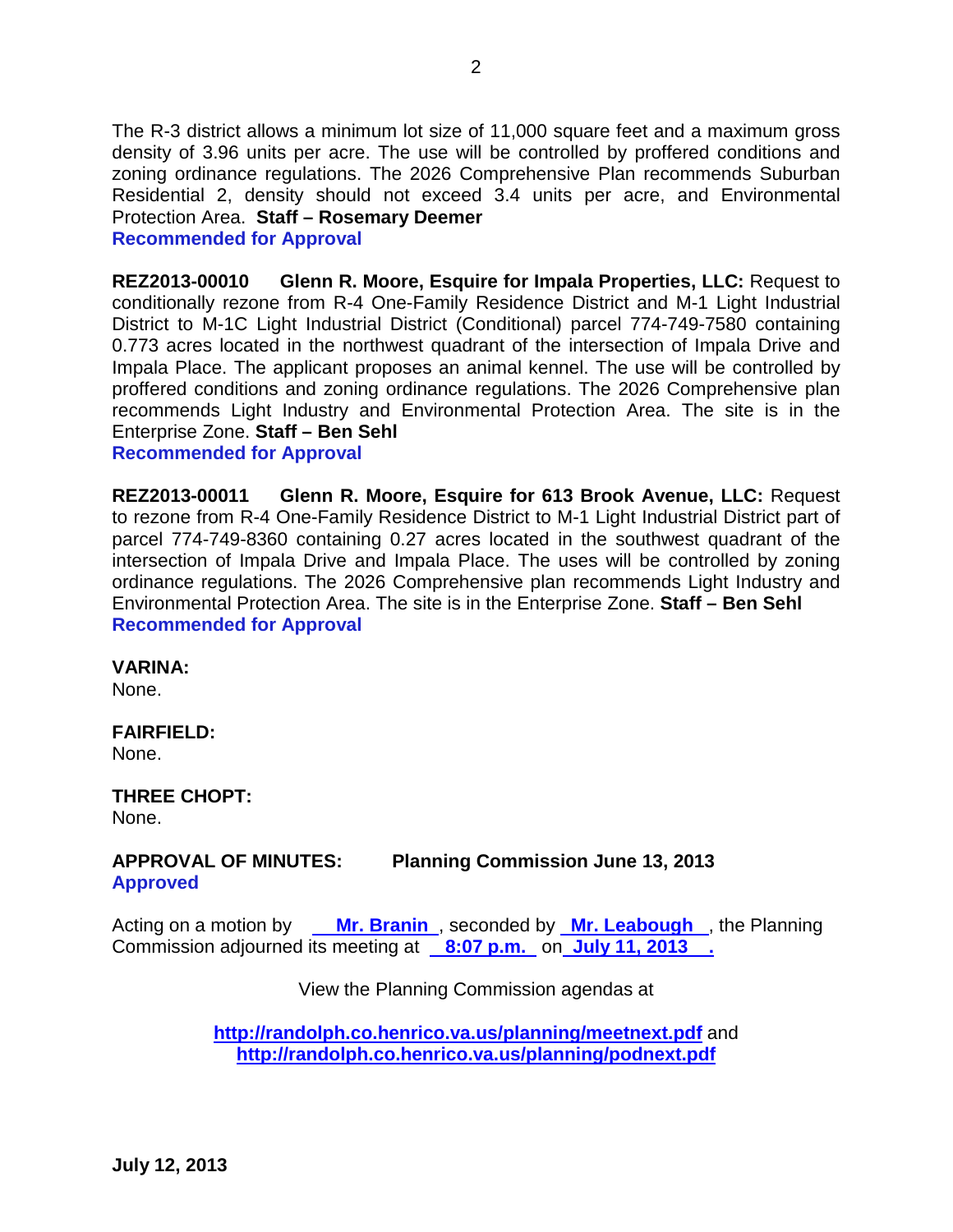The R-3 district allows a minimum lot size of 11,000 square feet and a maximum gross density of 3.96 units per acre. The use will be controlled by proffered conditions and zoning ordinance regulations. The 2026 Comprehensive Plan recommends Suburban Residential 2, density should not exceed 3.4 units per acre, and Environmental Protection Area. **Staff – Rosemary Deemer**
**Recommended for Approval**

**REZ2013-00010 Glenn R. Moore, Esquire for Impala Properties, LLC:** Request to conditionally rezone from R-4 One-Family Residence District and M-1 Light Industrial District to M-1C Light Industrial District (Conditional) parcel 774-749-7580 containing 0.773 acres located in the northwest quadrant of the intersection of Impala Drive and Impala Place. The applicant proposes an animal kennel. The use will be controlled by proffered conditions and zoning ordinance regulations. The 2026 Comprehensive plan recommends Light Industry and Environmental Protection Area. The site is in the Enterprise Zone. **Staff – Ben Sehl**
**Recommended for Approval**

**REZ2013-00011 Glenn R. Moore, Esquire for 613 Brook Avenue, LLC:** Request to rezone from R-4 One-Family Residence District to M-1 Light Industrial District part of parcel 774-749-8360 containing 0.27 acres located in the southwest quadrant of the intersection of Impala Drive and Impala Place. The uses will be controlled by zoning ordinance regulations. The 2026 Comprehensive plan recommends Light Industry and Environmental Protection Area. The site is in the Enterprise Zone. **Staff – Ben Sehl**
**Recommended for Approval**

**VARINA:**
None.

**FAIRFIELD:**
None.

**THREE CHOPT:**
None.

**APPROVAL OF MINUTES: Planning Commission June 13, 2013**
**Approved**

Acting on a motion by **Mr. Branin**, seconded by **Mr. Leabough**, the Planning Commission adjourned its meeting at **8:07 p.m.** on **July 11, 2013.**

View the Planning Commission agendas at

**http://randolph.co.henrico.va.us/planning/meetnext.pdf** and **http://randolph.co.henrico.va.us/planning/podnext.pdf**

**July 12, 2013**